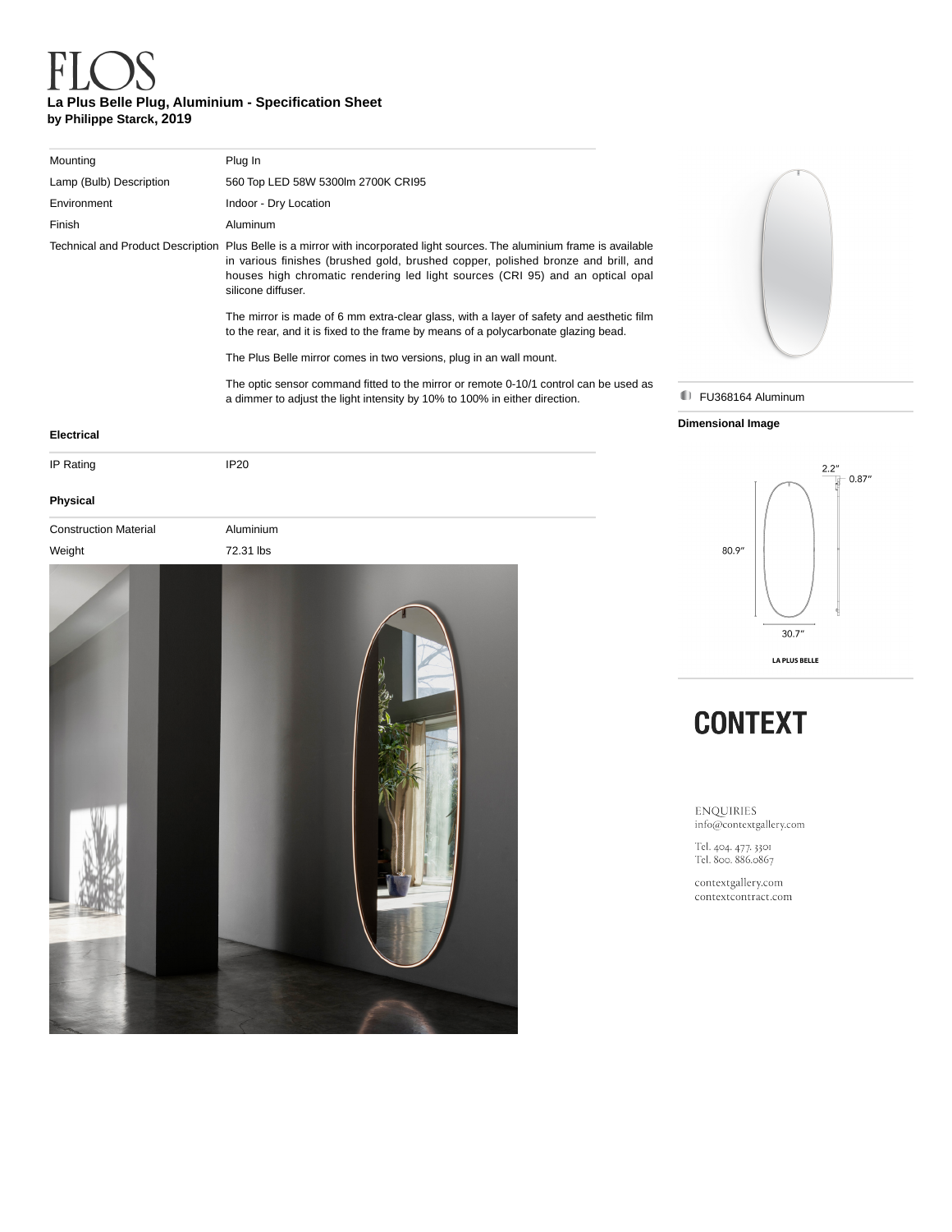# FLOS

**La Plus Belle Plug, Aluminium - Specification Sheet**
**by Philippe Starck, 2019**

| | |
|---|---|
| Mounting | Plug In |
| Lamp (Bulb) Description | 560 Top LED 58W 5300lm 2700K CRI95 |
| Environment | Indoor - Dry Location |
| Finish | Aluminum |
| Technical and Product Description | Plus Belle is a mirror with incorporated light sources. The aluminium frame is available in various finishes (brushed gold, brushed copper, polished bronze and brill, and houses high chromatic rendering led light sources (CRI 95) and an optical opal silicone diffuser.<br><br>The mirror is made of 6 mm extra-clear glass, with a layer of safety and aesthetic film to the rear, and it is fixed to the frame by means of a polycarbonate glazing bead.<br><br>The Plus Belle mirror comes in two versions, plug in an wall mount.<br><br>The optic sensor command fitted to the mirror or remote 0-10/1 control can be used as a dimmer to adjust the light intensity by 10% to 100% in either direction. |

**Electrical**

| | |
|---|---|
| IP Rating | IP20 |

**Physical**

| | |
|---|---|
| Construction Material | Aluminium |
| Weight | 72.31 lbs |

FU368164 Aluminum

**Dimensional Image**

2.2″ 0.87″

80.9″

30.7″

LA PLUS BELLE

**CONTEXT**

ENQUIRIES
info@contextgallery.com

Tel. 404. 477. 3301
Tel. 800. 886.0867

contextgallery.com
contextcontract.com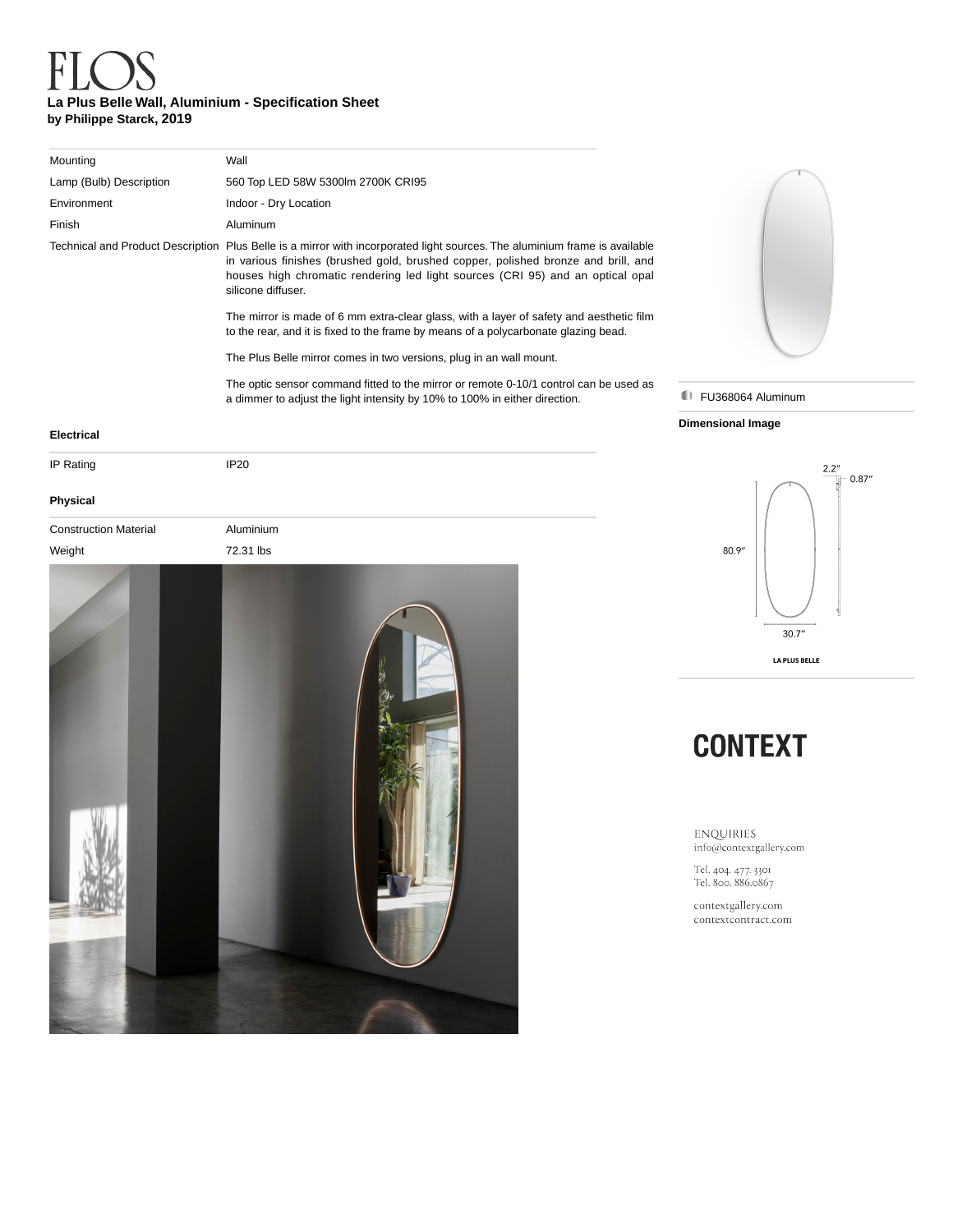FLOS

**La Plus Belle Wall, Aluminium - Specification Sheet**
**by Philippe Starck, 2019**

| | |
|---|---|
| Mounting | Wall |
| Lamp (Bulb) Description | 560 Top LED 58W 5300lm 2700K CRI95 |
| Environment | Indoor - Dry Location |
| Finish | Aluminum |
| Technical and Product Description | Plus Belle is a mirror with incorporated light sources. The aluminium frame is available in various finishes (brushed gold, brushed copper, polished bronze and brill, and houses high chromatic rendering led light sources (CRI 95) and an optical opal silicone diffuser. The mirror is made of 6 mm extra-clear glass, with a layer of safety and aesthetic film to the rear, and it is fixed to the frame by means of a polycarbonate glazing bead. The Plus Belle mirror comes in two versions, plug in an wall mount. The optic sensor command fitted to the mirror or remote 0-10/1 control can be used as a dimmer to adjust the light intensity by 10% to 100% in either direction. |

**Electrical**

| | |
|---|---|
| IP Rating | IP20 |

**Physical**

| | |
|---|---|
| Construction Material | Aluminium |
| Weight | 72.31 lbs |

FU368064 Aluminum

**Dimensional Image**

2.2″
0.87″
80.9″
30.7″
LA PLUS BELLE

CONTEXT

ENQUIRIES
info@contextgallery.com

Tel. 404. 477. 3301
Tel. 800. 886.0867

contextgallery.com
contextcontract.com